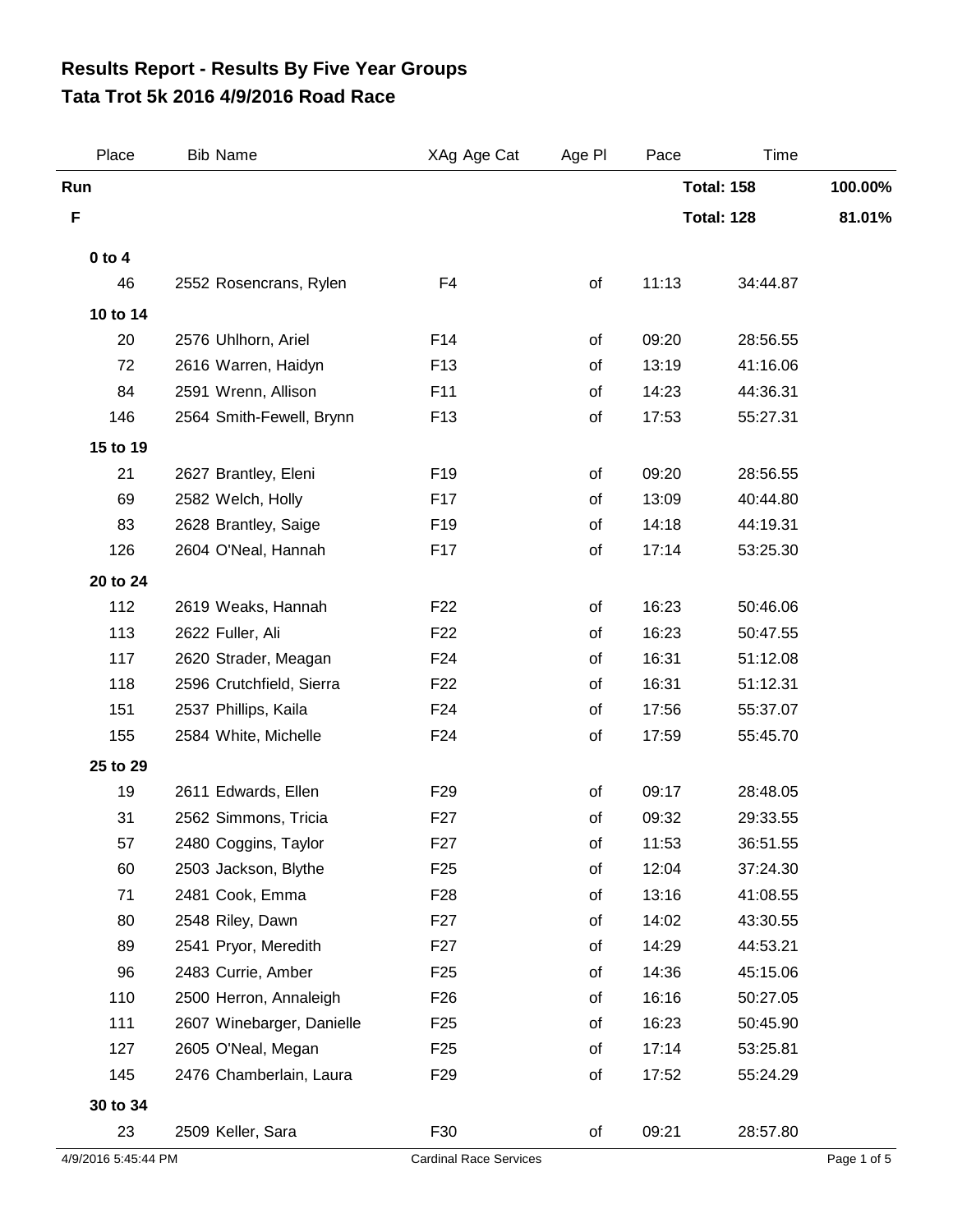# Results Report - Results By Five Year Groups
## Tata Trot 5k 2016 4/9/2016 Road Race

| Place | Bib | Name | XAg Age Cat | Age Pl | Pace | Time | |
|---|---|---|---|---|---|---|---|
| **Run** | | | | | | **Total: 158** | **100.00%** |
| **F** | | | | | | **Total: 128** | **81.01%** |
| **0 to 4** | | | | | | | |
| 46 | 2552 | Rosencrans, Rylen | F4 | of | 11:13 | 34:44.87 | |
| **10 to 14** | | | | | | | |
| 20 | 2576 | Uhlhorn, Ariel | F14 | of | 09:20 | 28:56.55 | |
| 72 | 2616 | Warren, Haidyn | F13 | of | 13:19 | 41:16.06 | |
| 84 | 2591 | Wrenn, Allison | F11 | of | 14:23 | 44:36.31 | |
| 146 | 2564 | Smith-Fewell, Brynn | F13 | of | 17:53 | 55:27.31 | |
| **15 to 19** | | | | | | | |
| 21 | 2627 | Brantley, Eleni | F19 | of | 09:20 | 28:56.55 | |
| 69 | 2582 | Welch, Holly | F17 | of | 13:09 | 40:44.80 | |
| 83 | 2628 | Brantley, Saige | F19 | of | 14:18 | 44:19.31 | |
| 126 | 2604 | O'Neal, Hannah | F17 | of | 17:14 | 53:25.30 | |
| **20 to 24** | | | | | | | |
| 112 | 2619 | Weaks, Hannah | F22 | of | 16:23 | 50:46.06 | |
| 113 | 2622 | Fuller, Ali | F22 | of | 16:23 | 50:47.55 | |
| 117 | 2620 | Strader, Meagan | F24 | of | 16:31 | 51:12.08 | |
| 118 | 2596 | Crutchfield, Sierra | F22 | of | 16:31 | 51:12.31 | |
| 151 | 2537 | Phillips, Kaila | F24 | of | 17:56 | 55:37.07 | |
| 155 | 2584 | White, Michelle | F24 | of | 17:59 | 55:45.70 | |
| **25 to 29** | | | | | | | |
| 19 | 2611 | Edwards, Ellen | F29 | of | 09:17 | 28:48.05 | |
| 31 | 2562 | Simmons, Tricia | F27 | of | 09:32 | 29:33.55 | |
| 57 | 2480 | Coggins, Taylor | F27 | of | 11:53 | 36:51.55 | |
| 60 | 2503 | Jackson, Blythe | F25 | of | 12:04 | 37:24.30 | |
| 71 | 2481 | Cook, Emma | F28 | of | 13:16 | 41:08.55 | |
| 80 | 2548 | Riley, Dawn | F27 | of | 14:02 | 43:30.55 | |
| 89 | 2541 | Pryor, Meredith | F27 | of | 14:29 | 44:53.21 | |
| 96 | 2483 | Currie, Amber | F25 | of | 14:36 | 45:15.06 | |
| 110 | 2500 | Herron, Annaleigh | F26 | of | 16:16 | 50:27.05 | |
| 111 | 2607 | Winebarger, Danielle | F25 | of | 16:23 | 50:45.90 | |
| 127 | 2605 | O'Neal, Megan | F25 | of | 17:14 | 53:25.81 | |
| 145 | 2476 | Chamberlain, Laura | F29 | of | 17:52 | 55:24.29 | |
| **30 to 34** | | | | | | | |
| 23 | 2509 | Keller, Sara | F30 | of | 09:21 | 28:57.80 | |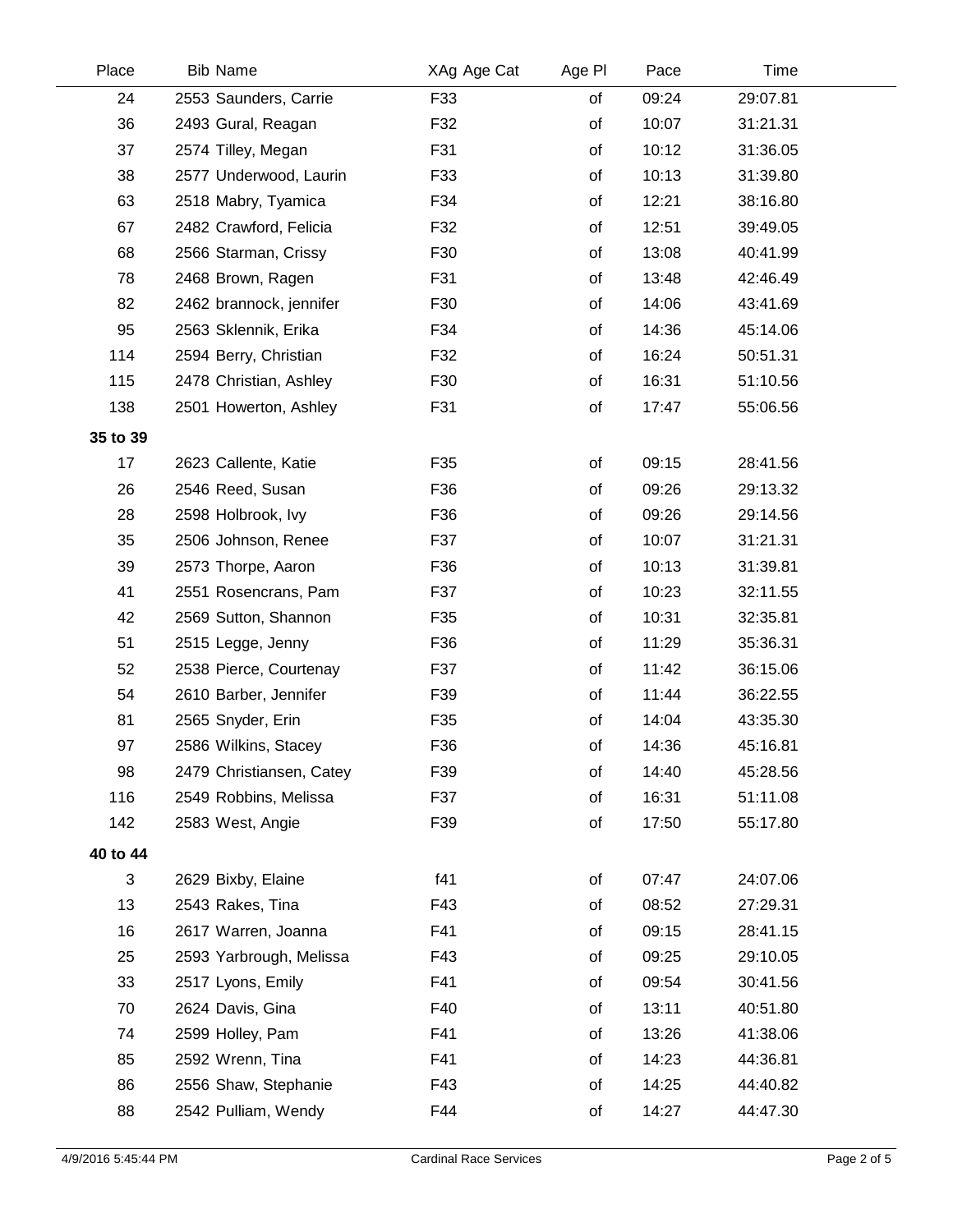| Place | Bib | Name | XAg Age Cat | Age Pl | Pace | Time |
|---|---|---|---|---|---|---|
| 24 | 2553 | Saunders, Carrie | F33 | of | 09:24 | 29:07.81 |
| 36 | 2493 | Gural, Reagan | F32 | of | 10:07 | 31:21.31 |
| 37 | 2574 | Tilley, Megan | F31 | of | 10:12 | 31:36.05 |
| 38 | 2577 | Underwood, Laurin | F33 | of | 10:13 | 31:39.80 |
| 63 | 2518 | Mabry, Tyamica | F34 | of | 12:21 | 38:16.80 |
| 67 | 2482 | Crawford, Felicia | F32 | of | 12:51 | 39:49.05 |
| 68 | 2566 | Starman, Crissy | F30 | of | 13:08 | 40:41.99 |
| 78 | 2468 | Brown, Ragen | F31 | of | 13:48 | 42:46.49 |
| 82 | 2462 | brannock, jennifer | F30 | of | 14:06 | 43:41.69 |
| 95 | 2563 | Sklennik, Erika | F34 | of | 14:36 | 45:14.06 |
| 114 | 2594 | Berry, Christian | F32 | of | 16:24 | 50:51.31 |
| 115 | 2478 | Christian, Ashley | F30 | of | 16:31 | 51:10.56 |
| 138 | 2501 | Howerton, Ashley | F31 | of | 17:47 | 55:06.56 |
| **35 to 39** | | | | | | |
| 17 | 2623 | Callente, Katie | F35 | of | 09:15 | 28:41.56 |
| 26 | 2546 | Reed, Susan | F36 | of | 09:26 | 29:13.32 |
| 28 | 2598 | Holbrook, Ivy | F36 | of | 09:26 | 29:14.56 |
| 35 | 2506 | Johnson, Renee | F37 | of | 10:07 | 31:21.31 |
| 39 | 2573 | Thorpe, Aaron | F36 | of | 10:13 | 31:39.81 |
| 41 | 2551 | Rosencrans, Pam | F37 | of | 10:23 | 32:11.55 |
| 42 | 2569 | Sutton, Shannon | F35 | of | 10:31 | 32:35.81 |
| 51 | 2515 | Legge, Jenny | F36 | of | 11:29 | 35:36.31 |
| 52 | 2538 | Pierce, Courtenay | F37 | of | 11:42 | 36:15.06 |
| 54 | 2610 | Barber, Jennifer | F39 | of | 11:44 | 36:22.55 |
| 81 | 2565 | Snyder, Erin | F35 | of | 14:04 | 43:35.30 |
| 97 | 2586 | Wilkins, Stacey | F36 | of | 14:36 | 45:16.81 |
| 98 | 2479 | Christiansen, Catey | F39 | of | 14:40 | 45:28.56 |
| 116 | 2549 | Robbins, Melissa | F37 | of | 16:31 | 51:11.08 |
| 142 | 2583 | West, Angie | F39 | of | 17:50 | 55:17.80 |
| **40 to 44** | | | | | | |
| 3 | 2629 | Bixby, Elaine | f41 | of | 07:47 | 24:07.06 |
| 13 | 2543 | Rakes, Tina | F43 | of | 08:52 | 27:29.31 |
| 16 | 2617 | Warren, Joanna | F41 | of | 09:15 | 28:41.15 |
| 25 | 2593 | Yarbrough, Melissa | F43 | of | 09:25 | 29:10.05 |
| 33 | 2517 | Lyons, Emily | F41 | of | 09:54 | 30:41.56 |
| 70 | 2624 | Davis, Gina | F40 | of | 13:11 | 40:51.80 |
| 74 | 2599 | Holley, Pam | F41 | of | 13:26 | 41:38.06 |
| 85 | 2592 | Wrenn, Tina | F41 | of | 14:23 | 44:36.81 |
| 86 | 2556 | Shaw, Stephanie | F43 | of | 14:25 | 44:40.82 |
| 88 | 2542 | Pulliam, Wendy | F44 | of | 14:27 | 44:47.30 |

4/9/2016 5:45:44 PM Cardinal Race Services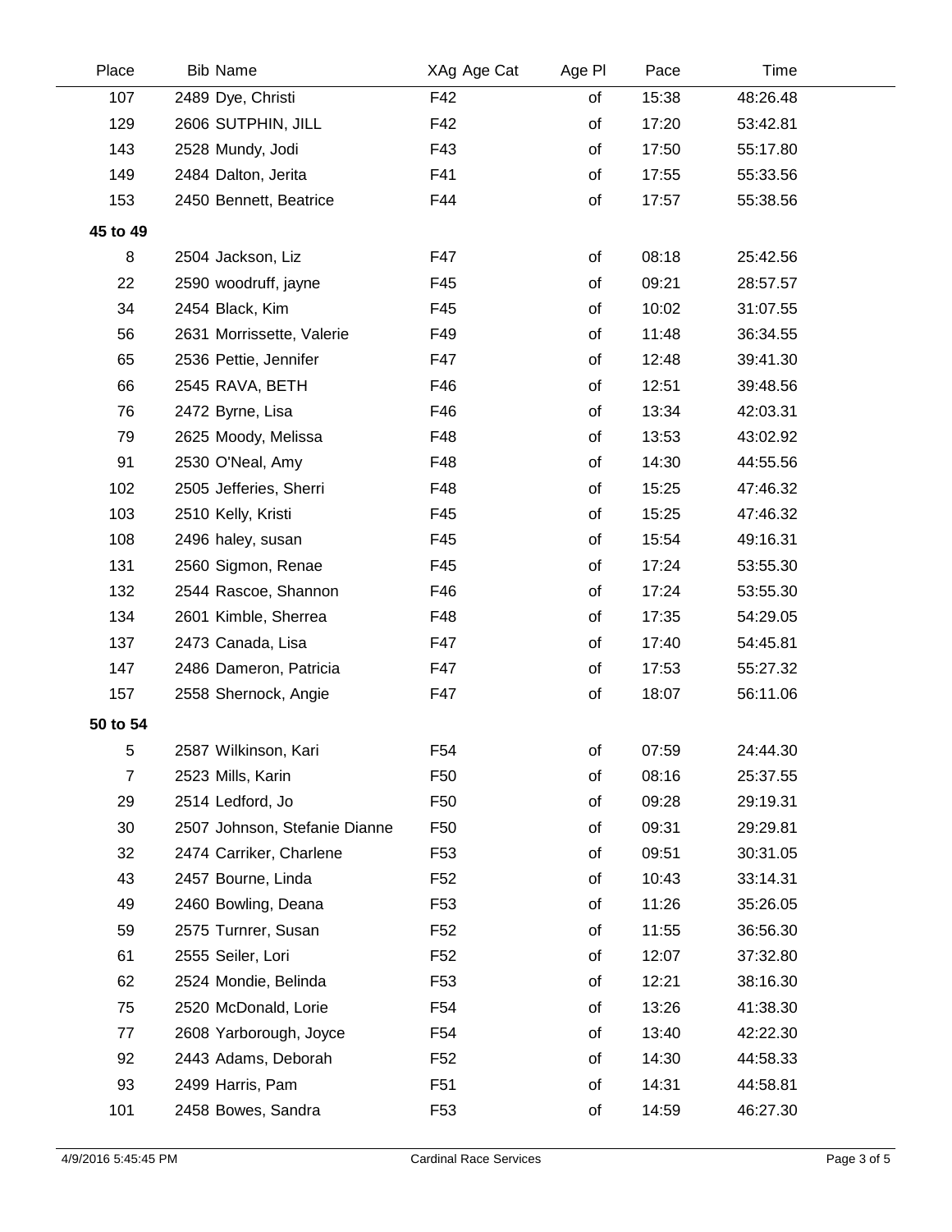| Place | Bib | Name | XAg Age Cat | Age Pl | Pace | Time |
|---|---|---|---|---|---|---|
| 107 | 2489 | Dye, Christi | F42 | of | 15:38 | 48:26.48 |
| 129 | 2606 | SUTPHIN, JILL | F42 | of | 17:20 | 53:42.81 |
| 143 | 2528 | Mundy, Jodi | F43 | of | 17:50 | 55:17.80 |
| 149 | 2484 | Dalton, Jerita | F41 | of | 17:55 | 55:33.56 |
| 153 | 2450 | Bennett, Beatrice | F44 | of | 17:57 | 55:38.56 |
| **45 to 49** | | | | | | |
| 8 | 2504 | Jackson, Liz | F47 | of | 08:18 | 25:42.56 |
| 22 | 2590 | woodruff, jayne | F45 | of | 09:21 | 28:57.57 |
| 34 | 2454 | Black, Kim | F45 | of | 10:02 | 31:07.55 |
| 56 | 2631 | Morrissette, Valerie | F49 | of | 11:48 | 36:34.55 |
| 65 | 2536 | Pettie, Jennifer | F47 | of | 12:48 | 39:41.30 |
| 66 | 2545 | RAVA, BETH | F46 | of | 12:51 | 39:48.56 |
| 76 | 2472 | Byrne, Lisa | F46 | of | 13:34 | 42:03.31 |
| 79 | 2625 | Moody, Melissa | F48 | of | 13:53 | 43:02.92 |
| 91 | 2530 | O'Neal, Amy | F48 | of | 14:30 | 44:55.56 |
| 102 | 2505 | Jefferies, Sherri | F48 | of | 15:25 | 47:46.32 |
| 103 | 2510 | Kelly, Kristi | F45 | of | 15:25 | 47:46.32 |
| 108 | 2496 | haley, susan | F45 | of | 15:54 | 49:16.31 |
| 131 | 2560 | Sigmon, Renae | F45 | of | 17:24 | 53:55.30 |
| 132 | 2544 | Rascoe, Shannon | F46 | of | 17:24 | 53:55.30 |
| 134 | 2601 | Kimble, Sherrea | F48 | of | 17:35 | 54:29.05 |
| 137 | 2473 | Canada, Lisa | F47 | of | 17:40 | 54:45.81 |
| 147 | 2486 | Dameron, Patricia | F47 | of | 17:53 | 55:27.32 |
| 157 | 2558 | Shernock, Angie | F47 | of | 18:07 | 56:11.06 |
| **50 to 54** | | | | | | |
| 5 | 2587 | Wilkinson, Kari | F54 | of | 07:59 | 24:44.30 |
| 7 | 2523 | Mills, Karin | F50 | of | 08:16 | 25:37.55 |
| 29 | 2514 | Ledford, Jo | F50 | of | 09:28 | 29:19.31 |
| 30 | 2507 | Johnson, Stefanie Dianne | F50 | of | 09:31 | 29:29.81 |
| 32 | 2474 | Carriker, Charlene | F53 | of | 09:51 | 30:31.05 |
| 43 | 2457 | Bourne, Linda | F52 | of | 10:43 | 33:14.31 |
| 49 | 2460 | Bowling, Deana | F53 | of | 11:26 | 35:26.05 |
| 59 | 2575 | Turnrer, Susan | F52 | of | 11:55 | 36:56.30 |
| 61 | 2555 | Seiler, Lori | F52 | of | 12:07 | 37:32.80 |
| 62 | 2524 | Mondie, Belinda | F53 | of | 12:21 | 38:16.30 |
| 75 | 2520 | McDonald, Lorie | F54 | of | 13:26 | 41:38.30 |
| 77 | 2608 | Yarborough, Joyce | F54 | of | 13:40 | 42:22.30 |
| 92 | 2443 | Adams, Deborah | F52 | of | 14:30 | 44:58.33 |
| 93 | 2499 | Harris, Pam | F51 | of | 14:31 | 44:58.81 |
| 101 | 2458 | Bowes, Sandra | F53 | of | 14:59 | 46:27.30 |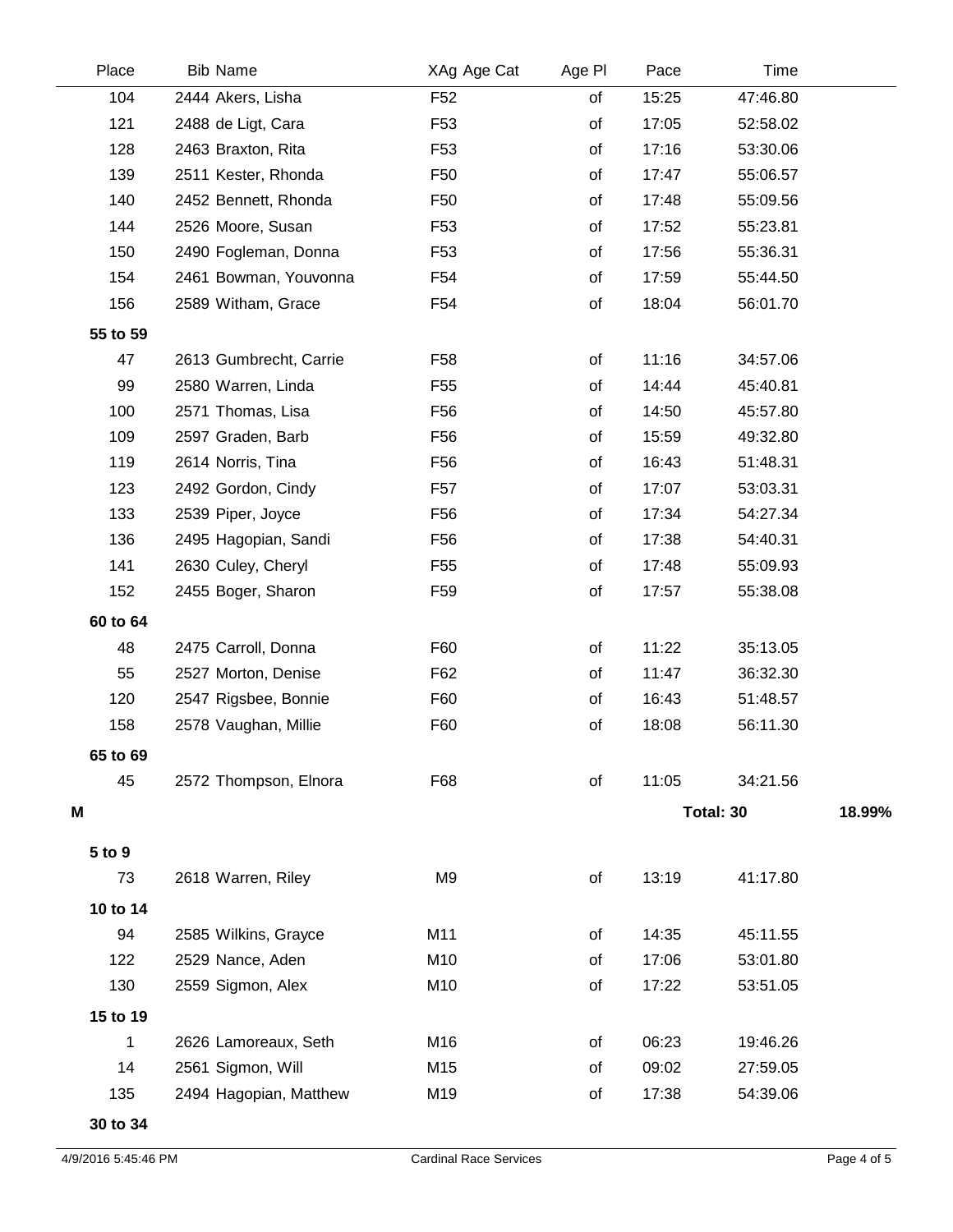| Place | Bib | Name | XAg Age Cat | Age Pl | Pace | Time | |
|---|---|---|---|---|---|---|---|
| 104 | 2444 | Akers, Lisha | F52 | of | 15:25 | 47:46.80 | |
| 121 | 2488 | de Ligt, Cara | F53 | of | 17:05 | 52:58.02 | |
| 128 | 2463 | Braxton, Rita | F53 | of | 17:16 | 53:30.06 | |
| 139 | 2511 | Kester, Rhonda | F50 | of | 17:47 | 55:06.57 | |
| 140 | 2452 | Bennett, Rhonda | F50 | of | 17:48 | 55:09.56 | |
| 144 | 2526 | Moore, Susan | F53 | of | 17:52 | 55:23.81 | |
| 150 | 2490 | Fogleman, Donna | F53 | of | 17:56 | 55:36.31 | |
| 154 | 2461 | Bowman, Youvonna | F54 | of | 17:59 | 55:44.50 | |
| 156 | 2589 | Witham, Grace | F54 | of | 18:04 | 56:01.70 | |
| **55 to 59** | | | | | | | |
| 47 | 2613 | Gumbrecht, Carrie | F58 | of | 11:16 | 34:57.06 | |
| 99 | 2580 | Warren, Linda | F55 | of | 14:44 | 45:40.81 | |
| 100 | 2571 | Thomas, Lisa | F56 | of | 14:50 | 45:57.80 | |
| 109 | 2597 | Graden, Barb | F56 | of | 15:59 | 49:32.80 | |
| 119 | 2614 | Norris, Tina | F56 | of | 16:43 | 51:48.31 | |
| 123 | 2492 | Gordon, Cindy | F57 | of | 17:07 | 53:03.31 | |
| 133 | 2539 | Piper, Joyce | F56 | of | 17:34 | 54:27.34 | |
| 136 | 2495 | Hagopian, Sandi | F56 | of | 17:38 | 54:40.31 | |
| 141 | 2630 | Culey, Cheryl | F55 | of | 17:48 | 55:09.93 | |
| 152 | 2455 | Boger, Sharon | F59 | of | 17:57 | 55:38.08 | |
| **60 to 64** | | | | | | | |
| 48 | 2475 | Carroll, Donna | F60 | of | 11:22 | 35:13.05 | |
| 55 | 2527 | Morton, Denise | F62 | of | 11:47 | 36:32.30 | |
| 120 | 2547 | Rigsbee, Bonnie | F60 | of | 16:43 | 51:48.57 | |
| 158 | 2578 | Vaughan, Millie | F60 | of | 18:08 | 56:11.30 | |
| **65 to 69** | | | | | | | |
| 45 | 2572 | Thompson, Elnora | F68 | of | 11:05 | 34:21.56 | |
| **M** | | | | | | **Total: 30** | **18.99%** |
| **5 to 9** | | | | | | | |
| 73 | 2618 | Warren, Riley | M9 | of | 13:19 | 41:17.80 | |
| **10 to 14** | | | | | | | |
| 94 | 2585 | Wilkins, Grayce | M11 | of | 14:35 | 45:11.55 | |
| 122 | 2529 | Nance, Aden | M10 | of | 17:06 | 53:01.80 | |
| 130 | 2559 | Sigmon, Alex | M10 | of | 17:22 | 53:51.05 | |
| **15 to 19** | | | | | | | |
| 1 | 2626 | Lamoreaux, Seth | M16 | of | 06:23 | 19:46.26 | |
| 14 | 2561 | Sigmon, Will | M15 | of | 09:02 | 27:59.05 | |
| 135 | 2494 | Hagopian, Matthew | M19 | of | 17:38 | 54:39.06 | |
| **30 to 34** | | | | | | | |

4/9/2016 5:45:46 PM — Cardinal Race Services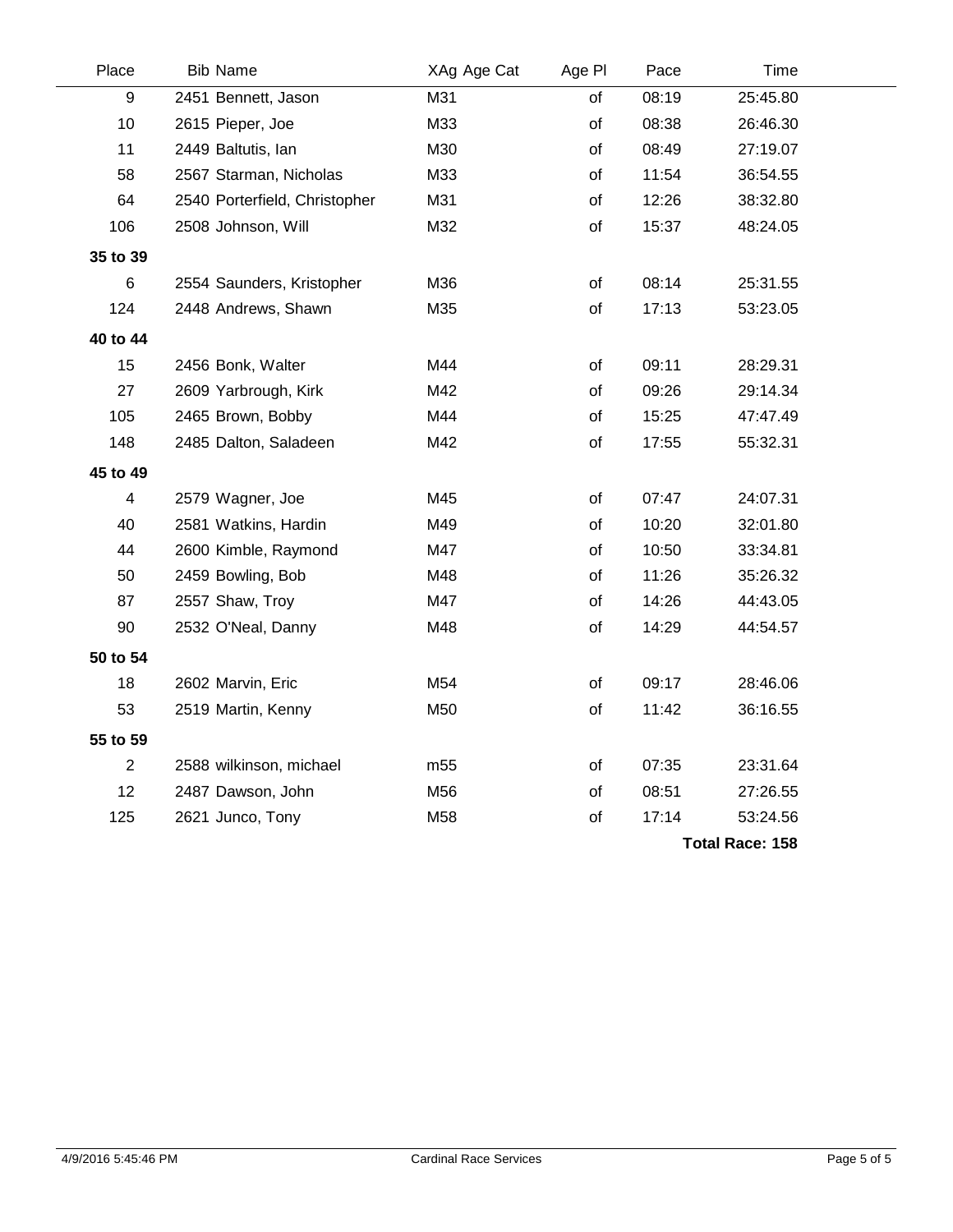| Place | Bib Name | XAg Age Cat | Age Pl | Pace | Time |
|---|---|---|---|---|---|
| 9 | 2451 Bennett, Jason | M31 | of | 08:19 | 25:45.80 |
| 10 | 2615 Pieper, Joe | M33 | of | 08:38 | 26:46.30 |
| 11 | 2449 Baltutis, Ian | M30 | of | 08:49 | 27:19.07 |
| 58 | 2567 Starman, Nicholas | M33 | of | 11:54 | 36:54.55 |
| 64 | 2540 Porterfield, Christopher | M31 | of | 12:26 | 38:32.80 |
| 106 | 2508 Johnson, Will | M32 | of | 15:37 | 48:24.05 |
| **35 to 39** | | | | | |
| 6 | 2554 Saunders, Kristopher | M36 | of | 08:14 | 25:31.55 |
| 124 | 2448 Andrews, Shawn | M35 | of | 17:13 | 53:23.05 |
| **40 to 44** | | | | | |
| 15 | 2456 Bonk, Walter | M44 | of | 09:11 | 28:29.31 |
| 27 | 2609 Yarbrough, Kirk | M42 | of | 09:26 | 29:14.34 |
| 105 | 2465 Brown, Bobby | M44 | of | 15:25 | 47:47.49 |
| 148 | 2485 Dalton, Saladeen | M42 | of | 17:55 | 55:32.31 |
| **45 to 49** | | | | | |
| 4 | 2579 Wagner, Joe | M45 | of | 07:47 | 24:07.31 |
| 40 | 2581 Watkins, Hardin | M49 | of | 10:20 | 32:01.80 |
| 44 | 2600 Kimble, Raymond | M47 | of | 10:50 | 33:34.81 |
| 50 | 2459 Bowling, Bob | M48 | of | 11:26 | 35:26.32 |
| 87 | 2557 Shaw, Troy | M47 | of | 14:26 | 44:43.05 |
| 90 | 2532 O'Neal, Danny | M48 | of | 14:29 | 44:54.57 |
| **50 to 54** | | | | | |
| 18 | 2602 Marvin, Eric | M54 | of | 09:17 | 28:46.06 |
| 53 | 2519 Martin, Kenny | M50 | of | 11:42 | 36:16.55 |
| **55 to 59** | | | | | |
| 2 | 2588 wilkinson, michael | m55 | of | 07:35 | 23:31.64 |
| 12 | 2487 Dawson, John | M56 | of | 08:51 | 27:26.55 |
| 125 | 2621 Junco, Tony | M58 | of | 17:14 | 53:24.56 |

**Total Race: 158**

4/9/2016 5:45:46 PM Cardinal Race Services